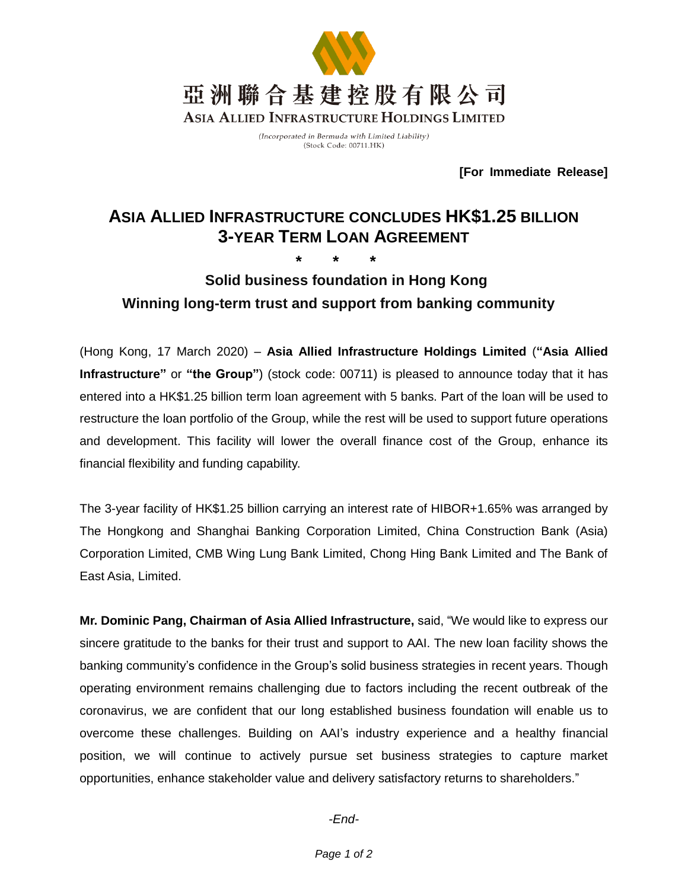亞洲聯合基建控股有限公司

ASIA ALLIED INFRASTRUCTURE HOLDINGS LIMITED

*(Incorporated in Bermuda with Limited Liability)*
(Stock Code: 00711.HK)

**[For Immediate Release]**

# ASIA ALLIED INFRASTRUCTURE CONCLUDES HK$1.25 BILLION 3-YEAR TERM LOAN AGREEMENT

**\*   \*   \***

## Solid business foundation in Hong Kong
## Winning long-term trust and support from banking community

(Hong Kong, 17 March 2020) – **Asia Allied Infrastructure Holdings Limited** (**"Asia Allied Infrastructure"** or **"the Group"**) (stock code: 00711) is pleased to announce today that it has entered into a HK$1.25 billion term loan agreement with 5 banks. Part of the loan will be used to restructure the loan portfolio of the Group, while the rest will be used to support future operations and development. This facility will lower the overall finance cost of the Group, enhance its financial flexibility and funding capability.

The 3-year facility of HK$1.25 billion carrying an interest rate of HIBOR+1.65% was arranged by The Hongkong and Shanghai Banking Corporation Limited, China Construction Bank (Asia) Corporation Limited, CMB Wing Lung Bank Limited, Chong Hing Bank Limited and The Bank of East Asia, Limited.

**Mr. Dominic Pang, Chairman of Asia Allied Infrastructure,** said, "We would like to express our sincere gratitude to the banks for their trust and support to AAI. The new loan facility shows the banking community's confidence in the Group's solid business strategies in recent years. Though operating environment remains challenging due to factors including the recent outbreak of the coronavirus, we are confident that our long established business foundation will enable us to overcome these challenges. Building on AAI's industry experience and a healthy financial position, we will continue to actively pursue set business strategies to capture market opportunities, enhance stakeholder value and delivery satisfactory returns to shareholders."

*-End-*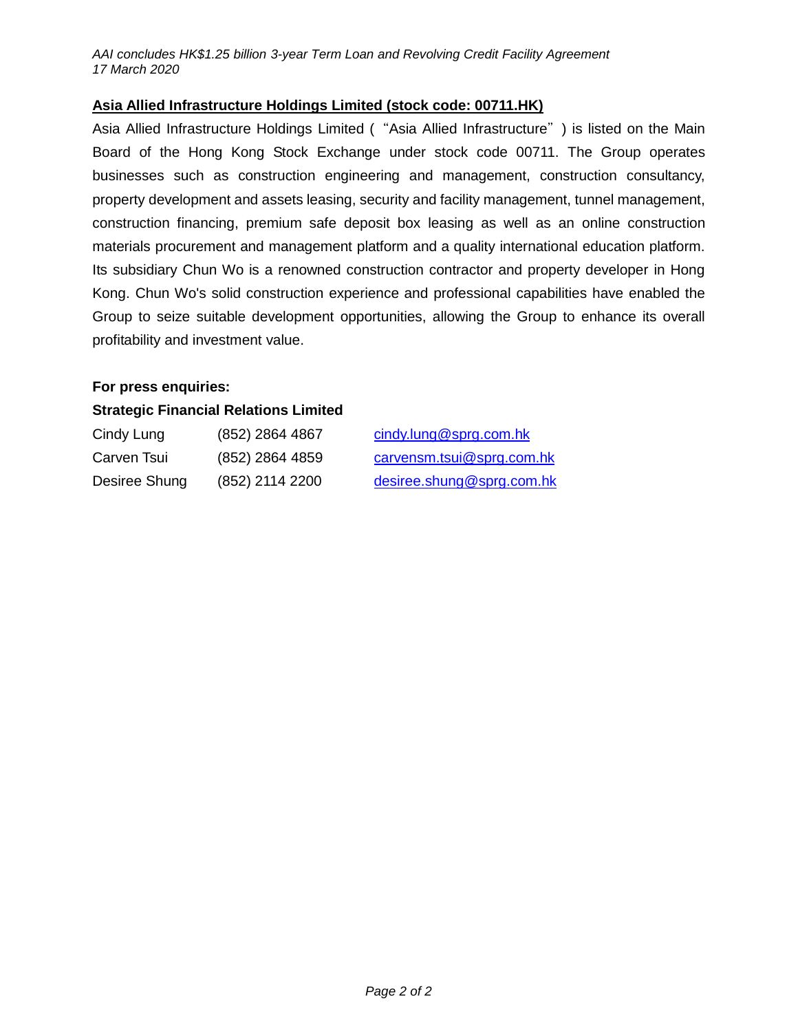### Asia Allied Infrastructure Holdings Limited (stock code: 00711.HK)

Asia Allied Infrastructure Holdings Limited ("Asia Allied Infrastructure") is listed on the Main Board of the Hong Kong Stock Exchange under stock code 00711. The Group operates businesses such as construction engineering and management, construction consultancy, property development and assets leasing, security and facility management, tunnel management, construction financing, premium safe deposit box leasing as well as an online construction materials procurement and management platform and a quality international education platform. Its subsidiary Chun Wo is a renowned construction contractor and property developer in Hong Kong. Chun Wo's solid construction experience and professional capabilities have enabled the Group to seize suitable development opportunities, allowing the Group to enhance its overall profitability and investment value.

**For press enquiries:**

**Strategic Financial Relations Limited**

| | | |
|---|---|---|
| Cindy Lung | (852) 2864 4867 | cindy.lung@sprg.com.hk |
| Carven Tsui | (852) 2864 4859 | carvensm.tsui@sprg.com.hk |
| Desiree Shung | (852) 2114 2200 | desiree.shung@sprg.com.hk |